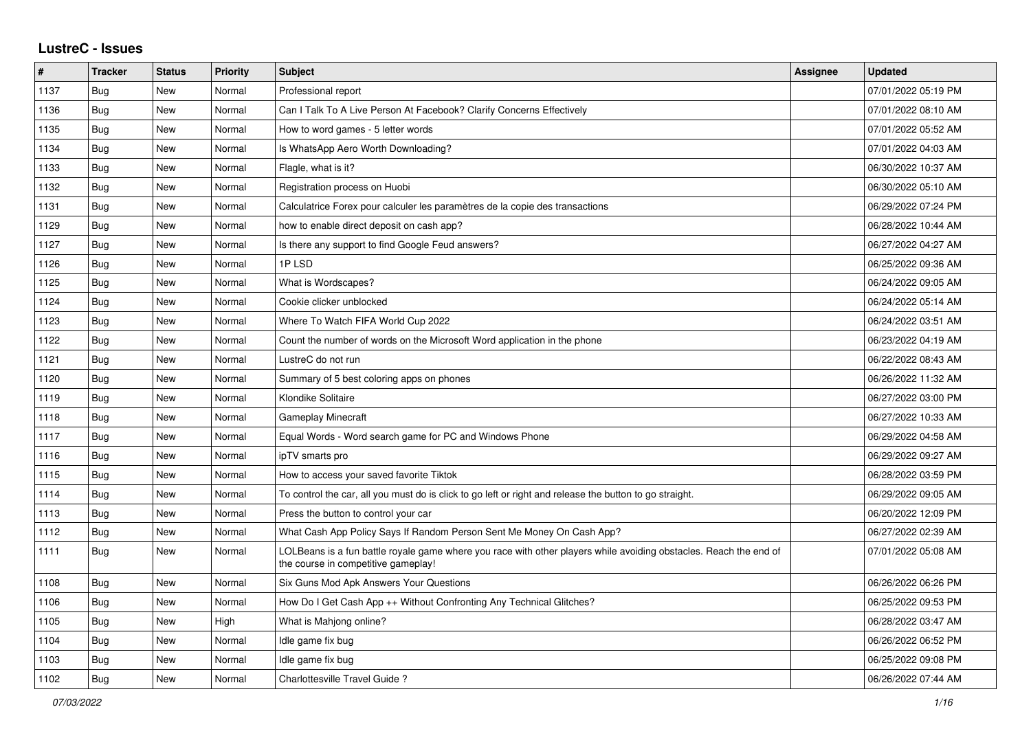# LustreC - Issues

| # | Tracker | Status | Priority | Subject | Assignee | Updated |
|---|---|---|---|---|---|---|
| 1137 | Bug | New | Normal | Professional report | | 07/01/2022 05:19 PM |
| 1136 | Bug | New | Normal | Can I Talk To A Live Person At Facebook? Clarify Concerns Effectively | | 07/01/2022 08:10 AM |
| 1135 | Bug | New | Normal | How to word games - 5 letter words | | 07/01/2022 05:52 AM |
| 1134 | Bug | New | Normal | Is WhatsApp Aero Worth Downloading? | | 07/01/2022 04:03 AM |
| 1133 | Bug | New | Normal | Flagle, what is it? | | 06/30/2022 10:37 AM |
| 1132 | Bug | New | Normal | Registration process on Huobi | | 06/30/2022 05:10 AM |
| 1131 | Bug | New | Normal | Calculatrice Forex pour calculer les paramètres de la copie des transactions | | 06/29/2022 07:24 PM |
| 1129 | Bug | New | Normal | how to enable direct deposit on cash app? | | 06/28/2022 10:44 AM |
| 1127 | Bug | New | Normal | Is there any support to find Google Feud answers? | | 06/27/2022 04:27 AM |
| 1126 | Bug | New | Normal | 1P LSD | | 06/25/2022 09:36 AM |
| 1125 | Bug | New | Normal | What is Wordscapes? | | 06/24/2022 09:05 AM |
| 1124 | Bug | New | Normal | Cookie clicker unblocked | | 06/24/2022 05:14 AM |
| 1123 | Bug | New | Normal | Where To Watch FIFA World Cup 2022 | | 06/24/2022 03:51 AM |
| 1122 | Bug | New | Normal | Count the number of words on the Microsoft Word application in the phone | | 06/23/2022 04:19 AM |
| 1121 | Bug | New | Normal | LustreC do not run | | 06/22/2022 08:43 AM |
| 1120 | Bug | New | Normal | Summary of 5 best coloring apps on phones | | 06/26/2022 11:32 AM |
| 1119 | Bug | New | Normal | Klondike Solitaire | | 06/27/2022 03:00 PM |
| 1118 | Bug | New | Normal | Gameplay Minecraft | | 06/27/2022 10:33 AM |
| 1117 | Bug | New | Normal | Equal Words - Word search game for PC and Windows Phone | | 06/29/2022 04:58 AM |
| 1116 | Bug | New | Normal | ipTV smarts pro | | 06/29/2022 09:27 AM |
| 1115 | Bug | New | Normal | How to access your saved favorite Tiktok | | 06/28/2022 03:59 PM |
| 1114 | Bug | New | Normal | To control the car, all you must do is click to go left or right and release the button to go straight. | | 06/29/2022 09:05 AM |
| 1113 | Bug | New | Normal | Press the button to control your car | | 06/20/2022 12:09 PM |
| 1112 | Bug | New | Normal | What Cash App Policy Says If Random Person Sent Me Money On Cash App? | | 06/27/2022 02:39 AM |
| 1111 | Bug | New | Normal | LOLBeans is a fun battle royale game where you race with other players while avoiding obstacles. Reach the end of the course in competitive gameplay! | | 07/01/2022 05:08 AM |
| 1108 | Bug | New | Normal | Six Guns Mod Apk Answers Your Questions | | 06/26/2022 06:26 PM |
| 1106 | Bug | New | Normal | How Do I Get Cash App ++ Without Confronting Any Technical Glitches? | | 06/25/2022 09:53 PM |
| 1105 | Bug | New | High | What is Mahjong online? | | 06/28/2022 03:47 AM |
| 1104 | Bug | New | Normal | Idle game fix bug | | 06/26/2022 06:52 PM |
| 1103 | Bug | New | Normal | Idle game fix bug | | 06/25/2022 09:08 PM |
| 1102 | Bug | New | Normal | Charlottesville Travel Guide ? | | 06/26/2022 07:44 AM |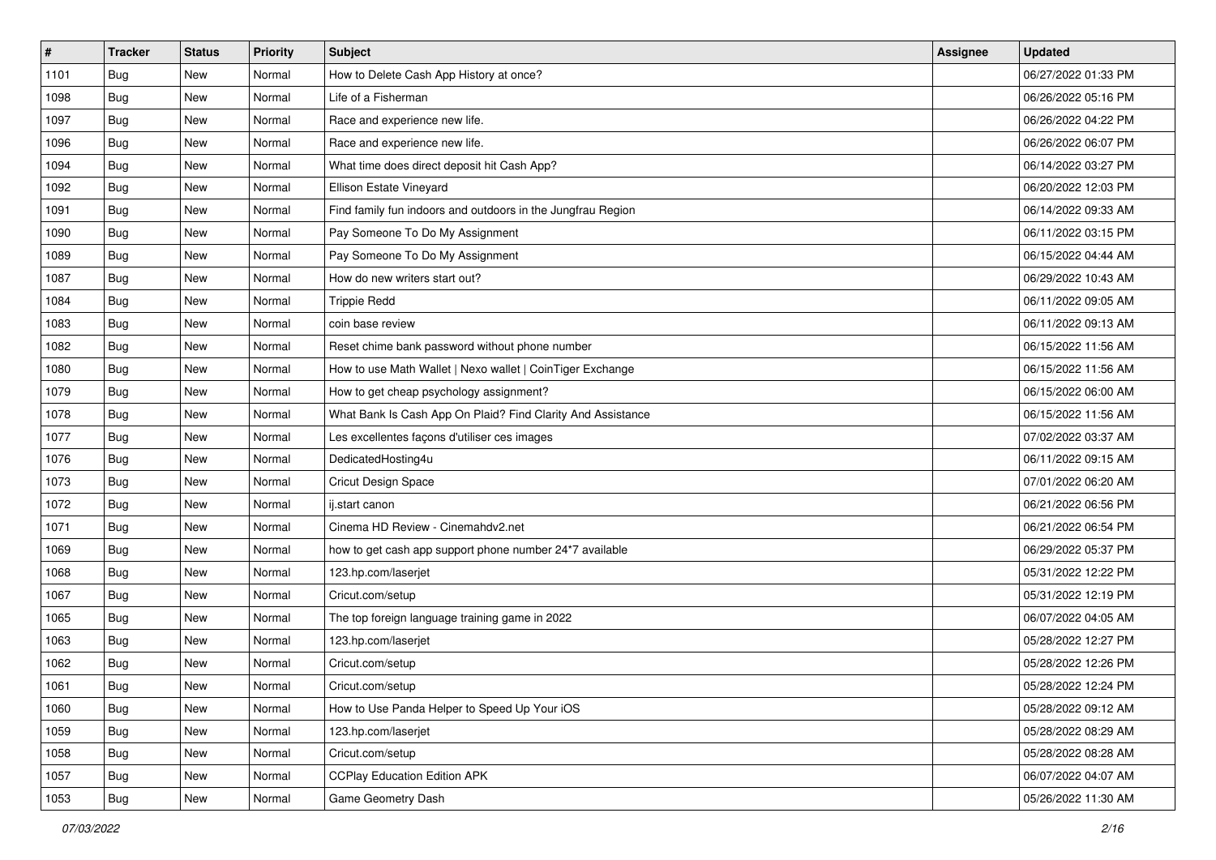| # | Tracker | Status | Priority | Subject | Assignee | Updated |
| --- | --- | --- | --- | --- | --- | --- |
| 1101 | Bug | New | Normal | How to Delete Cash App History at once? | | 06/27/2022 01:33 PM |
| 1098 | Bug | New | Normal | Life of a Fisherman | | 06/26/2022 05:16 PM |
| 1097 | Bug | New | Normal | Race and experience new life. | | 06/26/2022 04:22 PM |
| 1096 | Bug | New | Normal | Race and experience new life. | | 06/26/2022 06:07 PM |
| 1094 | Bug | New | Normal | What time does direct deposit hit Cash App? | | 06/14/2022 03:27 PM |
| 1092 | Bug | New | Normal | Ellison Estate Vineyard | | 06/20/2022 12:03 PM |
| 1091 | Bug | New | Normal | Find family fun indoors and outdoors in the Jungfrau Region | | 06/14/2022 09:33 AM |
| 1090 | Bug | New | Normal | Pay Someone To Do My Assignment | | 06/11/2022 03:15 PM |
| 1089 | Bug | New | Normal | Pay Someone To Do My Assignment | | 06/15/2022 04:44 AM |
| 1087 | Bug | New | Normal | How do new writers start out? | | 06/29/2022 10:43 AM |
| 1084 | Bug | New | Normal | Trippie Redd | | 06/11/2022 09:05 AM |
| 1083 | Bug | New | Normal | coin base review | | 06/11/2022 09:13 AM |
| 1082 | Bug | New | Normal | Reset chime bank password without phone number | | 06/15/2022 11:56 AM |
| 1080 | Bug | New | Normal | How to use Math Wallet \| Nexo wallet \| CoinTiger Exchange | | 06/15/2022 11:56 AM |
| 1079 | Bug | New | Normal | How to get cheap psychology assignment? | | 06/15/2022 06:00 AM |
| 1078 | Bug | New | Normal | What Bank Is Cash App On Plaid? Find Clarity And Assistance | | 06/15/2022 11:56 AM |
| 1077 | Bug | New | Normal | Les excellentes façons d'utiliser ces images | | 07/02/2022 03:37 AM |
| 1076 | Bug | New | Normal | DedicatedHosting4u | | 06/11/2022 09:15 AM |
| 1073 | Bug | New | Normal | Cricut Design Space | | 07/01/2022 06:20 AM |
| 1072 | Bug | New | Normal | ij.start canon | | 06/21/2022 06:56 PM |
| 1071 | Bug | New | Normal | Cinema HD Review - Cinemahdv2.net | | 06/21/2022 06:54 PM |
| 1069 | Bug | New | Normal | how to get cash app support phone number 24*7 available | | 06/29/2022 05:37 PM |
| 1068 | Bug | New | Normal | 123.hp.com/laserjet | | 05/31/2022 12:22 PM |
| 1067 | Bug | New | Normal | Cricut.com/setup | | 05/31/2022 12:19 PM |
| 1065 | Bug | New | Normal | The top foreign language training game in 2022 | | 06/07/2022 04:05 AM |
| 1063 | Bug | New | Normal | 123.hp.com/laserjet | | 05/28/2022 12:27 PM |
| 1062 | Bug | New | Normal | Cricut.com/setup | | 05/28/2022 12:26 PM |
| 1061 | Bug | New | Normal | Cricut.com/setup | | 05/28/2022 12:24 PM |
| 1060 | Bug | New | Normal | How to Use Panda Helper to Speed Up Your iOS | | 05/28/2022 09:12 AM |
| 1059 | Bug | New | Normal | 123.hp.com/laserjet | | 05/28/2022 08:29 AM |
| 1058 | Bug | New | Normal | Cricut.com/setup | | 05/28/2022 08:28 AM |
| 1057 | Bug | New | Normal | CCPlay Education Edition APK | | 06/07/2022 04:07 AM |
| 1053 | Bug | New | Normal | Game Geometry Dash | | 05/26/2022 11:30 AM |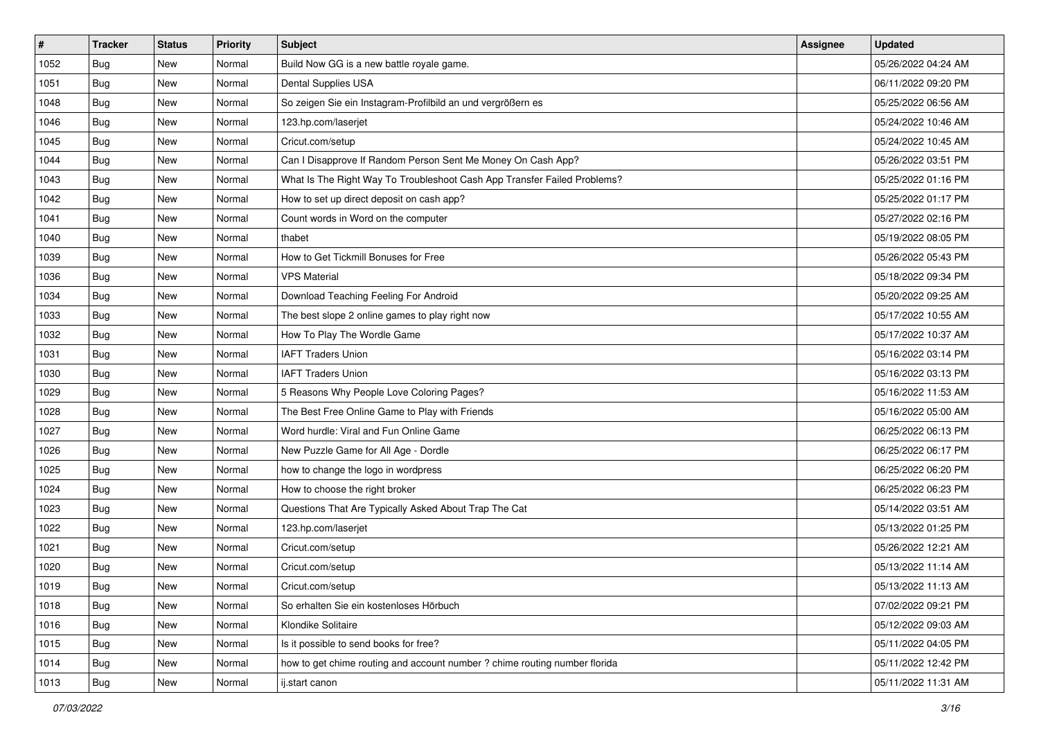| # | Tracker | Status | Priority | Subject | Assignee | Updated |
|---|---|---|---|---|---|---|
| 1052 | Bug | New | Normal | Build Now GG is a new battle royale game. | | 05/26/2022 04:24 AM |
| 1051 | Bug | New | Normal | Dental Supplies USA | | 06/11/2022 09:20 PM |
| 1048 | Bug | New | Normal | So zeigen Sie ein Instagram-Profilbild an und vergrößern es | | 05/25/2022 06:56 AM |
| 1046 | Bug | New | Normal | 123.hp.com/laserjet | | 05/24/2022 10:46 AM |
| 1045 | Bug | New | Normal | Cricut.com/setup | | 05/24/2022 10:45 AM |
| 1044 | Bug | New | Normal | Can I Disapprove If Random Person Sent Me Money On Cash App? | | 05/26/2022 03:51 PM |
| 1043 | Bug | New | Normal | What Is The Right Way To Troubleshoot Cash App Transfer Failed Problems? | | 05/25/2022 01:16 PM |
| 1042 | Bug | New | Normal | How to set up direct deposit on cash app? | | 05/25/2022 01:17 PM |
| 1041 | Bug | New | Normal | Count words in Word on the computer | | 05/27/2022 02:16 PM |
| 1040 | Bug | New | Normal | thabet | | 05/19/2022 08:05 PM |
| 1039 | Bug | New | Normal | How to Get Tickmill Bonuses for Free | | 05/26/2022 05:43 PM |
| 1036 | Bug | New | Normal | VPS Material | | 05/18/2022 09:34 PM |
| 1034 | Bug | New | Normal | Download Teaching Feeling For Android | | 05/20/2022 09:25 AM |
| 1033 | Bug | New | Normal | The best slope 2 online games to play right now | | 05/17/2022 10:55 AM |
| 1032 | Bug | New | Normal | How To Play The Wordle Game | | 05/17/2022 10:37 AM |
| 1031 | Bug | New | Normal | IAFT Traders Union | | 05/16/2022 03:14 PM |
| 1030 | Bug | New | Normal | IAFT Traders Union | | 05/16/2022 03:13 PM |
| 1029 | Bug | New | Normal | 5 Reasons Why People Love Coloring Pages? | | 05/16/2022 11:53 AM |
| 1028 | Bug | New | Normal | The Best Free Online Game to Play with Friends | | 05/16/2022 05:00 AM |
| 1027 | Bug | New | Normal | Word hurdle: Viral and Fun Online Game | | 06/25/2022 06:13 PM |
| 1026 | Bug | New | Normal | New Puzzle Game for All Age - Dordle | | 06/25/2022 06:17 PM |
| 1025 | Bug | New | Normal | how to change the logo in wordpress | | 06/25/2022 06:20 PM |
| 1024 | Bug | New | Normal | How to choose the right broker | | 06/25/2022 06:23 PM |
| 1023 | Bug | New | Normal | Questions That Are Typically Asked About Trap The Cat | | 05/14/2022 03:51 AM |
| 1022 | Bug | New | Normal | 123.hp.com/laserjet | | 05/13/2022 01:25 PM |
| 1021 | Bug | New | Normal | Cricut.com/setup | | 05/26/2022 12:21 AM |
| 1020 | Bug | New | Normal | Cricut.com/setup | | 05/13/2022 11:14 AM |
| 1019 | Bug | New | Normal | Cricut.com/setup | | 05/13/2022 11:13 AM |
| 1018 | Bug | New | Normal | So erhalten Sie ein kostenloses Hörbuch | | 07/02/2022 09:21 PM |
| 1016 | Bug | New | Normal | Klondike Solitaire | | 05/12/2022 09:03 AM |
| 1015 | Bug | New | Normal | Is it possible to send books for free? | | 05/11/2022 04:05 PM |
| 1014 | Bug | New | Normal | how to get chime routing and account number ? chime routing number florida | | 05/11/2022 12:42 PM |
| 1013 | Bug | New | Normal | ij.start canon | | 05/11/2022 11:31 AM |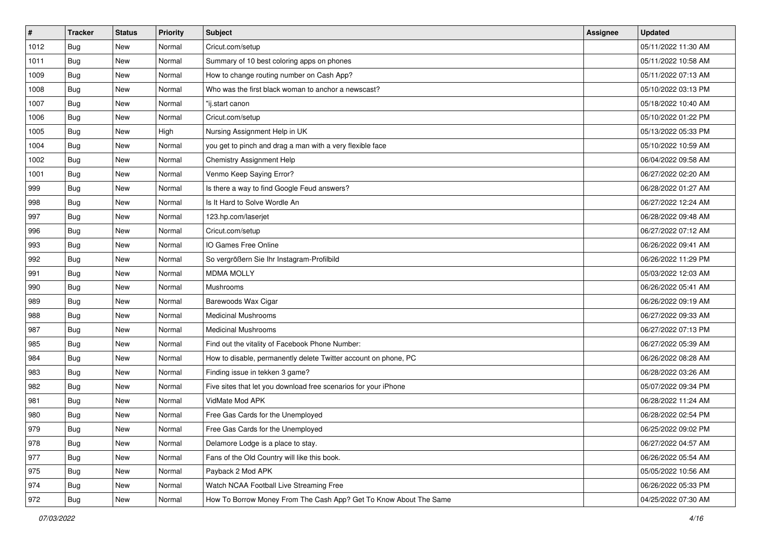| # | Tracker | Status | Priority | Subject | Assignee | Updated |
|---|---|---|---|---|---|---|
| 1012 | Bug | New | Normal | Cricut.com/setup | | 05/11/2022 11:30 AM |
| 1011 | Bug | New | Normal | Summary of 10 best coloring apps on phones | | 05/11/2022 10:58 AM |
| 1009 | Bug | New | Normal | How to change routing number on Cash App? | | 05/11/2022 07:13 AM |
| 1008 | Bug | New | Normal | Who was the first black woman to anchor a newscast? | | 05/10/2022 03:13 PM |
| 1007 | Bug | New | Normal | "ij.start canon | | 05/18/2022 10:40 AM |
| 1006 | Bug | New | Normal | Cricut.com/setup | | 05/10/2022 01:22 PM |
| 1005 | Bug | New | High | Nursing Assignment Help in UK | | 05/13/2022 05:33 PM |
| 1004 | Bug | New | Normal | you get to pinch and drag a man with a very flexible face | | 05/10/2022 10:59 AM |
| 1002 | Bug | New | Normal | Chemistry Assignment Help | | 06/04/2022 09:58 AM |
| 1001 | Bug | New | Normal | Venmo Keep Saying Error? | | 06/27/2022 02:20 AM |
| 999 | Bug | New | Normal | Is there a way to find Google Feud answers? | | 06/28/2022 01:27 AM |
| 998 | Bug | New | Normal | Is It Hard to Solve Wordle An | | 06/27/2022 12:24 AM |
| 997 | Bug | New | Normal | 123.hp.com/laserjet | | 06/28/2022 09:48 AM |
| 996 | Bug | New | Normal | Cricut.com/setup | | 06/27/2022 07:12 AM |
| 993 | Bug | New | Normal | IO Games Free Online | | 06/26/2022 09:41 AM |
| 992 | Bug | New | Normal | So vergrößern Sie Ihr Instagram-Profilbild | | 06/26/2022 11:29 PM |
| 991 | Bug | New | Normal | MDMA MOLLY | | 05/03/2022 12:03 AM |
| 990 | Bug | New | Normal | Mushrooms | | 06/26/2022 05:41 AM |
| 989 | Bug | New | Normal | Barewoods Wax Cigar | | 06/26/2022 09:19 AM |
| 988 | Bug | New | Normal | Medicinal Mushrooms | | 06/27/2022 09:33 AM |
| 987 | Bug | New | Normal | Medicinal Mushrooms | | 06/27/2022 07:13 PM |
| 985 | Bug | New | Normal | Find out the vitality of Facebook Phone Number: | | 06/27/2022 05:39 AM |
| 984 | Bug | New | Normal | How to disable, permanently delete Twitter account on phone, PC | | 06/26/2022 08:28 AM |
| 983 | Bug | New | Normal | Finding issue in tekken 3 game? | | 06/28/2022 03:26 AM |
| 982 | Bug | New | Normal | Five sites that let you download free scenarios for your iPhone | | 05/07/2022 09:34 PM |
| 981 | Bug | New | Normal | VidMate Mod APK | | 06/28/2022 11:24 AM |
| 980 | Bug | New | Normal | Free Gas Cards for the Unemployed | | 06/28/2022 02:54 PM |
| 979 | Bug | New | Normal | Free Gas Cards for the Unemployed | | 06/25/2022 09:02 PM |
| 978 | Bug | New | Normal | Delamore Lodge is a place to stay. | | 06/27/2022 04:57 AM |
| 977 | Bug | New | Normal | Fans of the Old Country will like this book. | | 06/26/2022 05:54 AM |
| 975 | Bug | New | Normal | Payback 2 Mod APK | | 05/05/2022 10:56 AM |
| 974 | Bug | New | Normal | Watch NCAA Football Live Streaming Free | | 06/26/2022 05:33 PM |
| 972 | Bug | New | Normal | How To Borrow Money From The Cash App? Get To Know About The Same | | 04/25/2022 07:30 AM |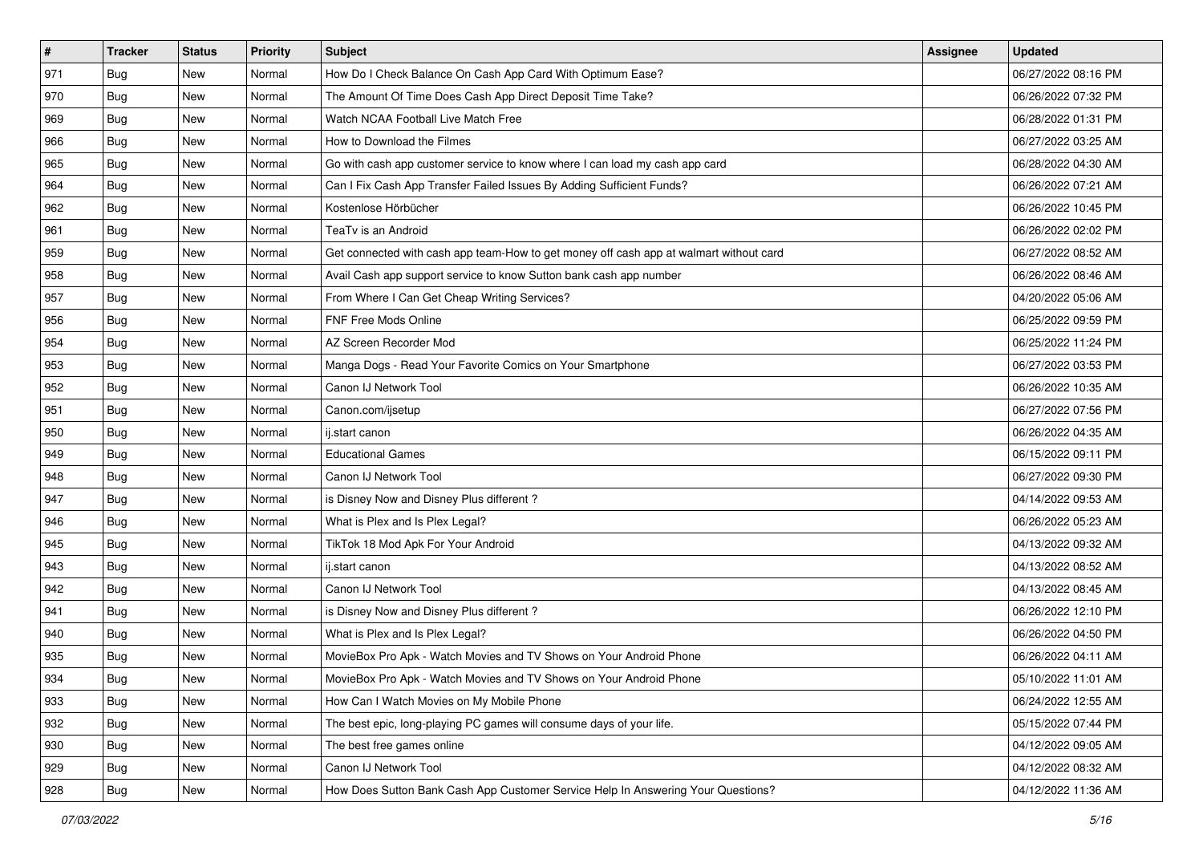| # | Tracker | Status | Priority | Subject | Assignee | Updated |
| --- | --- | --- | --- | --- | --- | --- |
| 971 | Bug | New | Normal | How Do I Check Balance On Cash App Card With Optimum Ease? | | 06/27/2022 08:16 PM |
| 970 | Bug | New | Normal | The Amount Of Time Does Cash App Direct Deposit Time Take? | | 06/26/2022 07:32 PM |
| 969 | Bug | New | Normal | Watch NCAA Football Live Match Free | | 06/28/2022 01:31 PM |
| 966 | Bug | New | Normal | How to Download the Filmes | | 06/27/2022 03:25 AM |
| 965 | Bug | New | Normal | Go with cash app customer service to know where I can load my cash app card | | 06/28/2022 04:30 AM |
| 964 | Bug | New | Normal | Can I Fix Cash App Transfer Failed Issues By Adding Sufficient Funds? | | 06/26/2022 07:21 AM |
| 962 | Bug | New | Normal | Kostenlose Hörbücher | | 06/26/2022 10:45 PM |
| 961 | Bug | New | Normal | TeaTv is an Android | | 06/26/2022 02:02 PM |
| 959 | Bug | New | Normal | Get connected with cash app team-How to get money off cash app at walmart without card | | 06/27/2022 08:52 AM |
| 958 | Bug | New | Normal | Avail Cash app support service to know Sutton bank cash app number | | 06/26/2022 08:46 AM |
| 957 | Bug | New | Normal | From Where I Can Get Cheap Writing Services? | | 04/20/2022 05:06 AM |
| 956 | Bug | New | Normal | FNF Free Mods Online | | 06/25/2022 09:59 PM |
| 954 | Bug | New | Normal | AZ Screen Recorder Mod | | 06/25/2022 11:24 PM |
| 953 | Bug | New | Normal | Manga Dogs - Read Your Favorite Comics on Your Smartphone | | 06/27/2022 03:53 PM |
| 952 | Bug | New | Normal | Canon IJ Network Tool | | 06/26/2022 10:35 AM |
| 951 | Bug | New | Normal | Canon.com/ijsetup | | 06/27/2022 07:56 PM |
| 950 | Bug | New | Normal | ij.start canon | | 06/26/2022 04:35 AM |
| 949 | Bug | New | Normal | Educational Games | | 06/15/2022 09:11 PM |
| 948 | Bug | New | Normal | Canon IJ Network Tool | | 06/27/2022 09:30 PM |
| 947 | Bug | New | Normal | is Disney Now and Disney Plus different ? | | 04/14/2022 09:53 AM |
| 946 | Bug | New | Normal | What is Plex and Is Plex Legal? | | 06/26/2022 05:23 AM |
| 945 | Bug | New | Normal | TikTok 18 Mod Apk For Your Android | | 04/13/2022 09:32 AM |
| 943 | Bug | New | Normal | ij.start canon | | 04/13/2022 08:52 AM |
| 942 | Bug | New | Normal | Canon IJ Network Tool | | 04/13/2022 08:45 AM |
| 941 | Bug | New | Normal | is Disney Now and Disney Plus different ? | | 06/26/2022 12:10 PM |
| 940 | Bug | New | Normal | What is Plex and Is Plex Legal? | | 06/26/2022 04:50 PM |
| 935 | Bug | New | Normal | MovieBox Pro Apk - Watch Movies and TV Shows on Your Android Phone | | 06/26/2022 04:11 AM |
| 934 | Bug | New | Normal | MovieBox Pro Apk - Watch Movies and TV Shows on Your Android Phone | | 05/10/2022 11:01 AM |
| 933 | Bug | New | Normal | How Can I Watch Movies on My Mobile Phone | | 06/24/2022 12:55 AM |
| 932 | Bug | New | Normal | The best epic, long-playing PC games will consume days of your life. | | 05/15/2022 07:44 PM |
| 930 | Bug | New | Normal | The best free games online | | 04/12/2022 09:05 AM |
| 929 | Bug | New | Normal | Canon IJ Network Tool | | 04/12/2022 08:32 AM |
| 928 | Bug | New | Normal | How Does Sutton Bank Cash App Customer Service Help In Answering Your Questions? | | 04/12/2022 11:36 AM |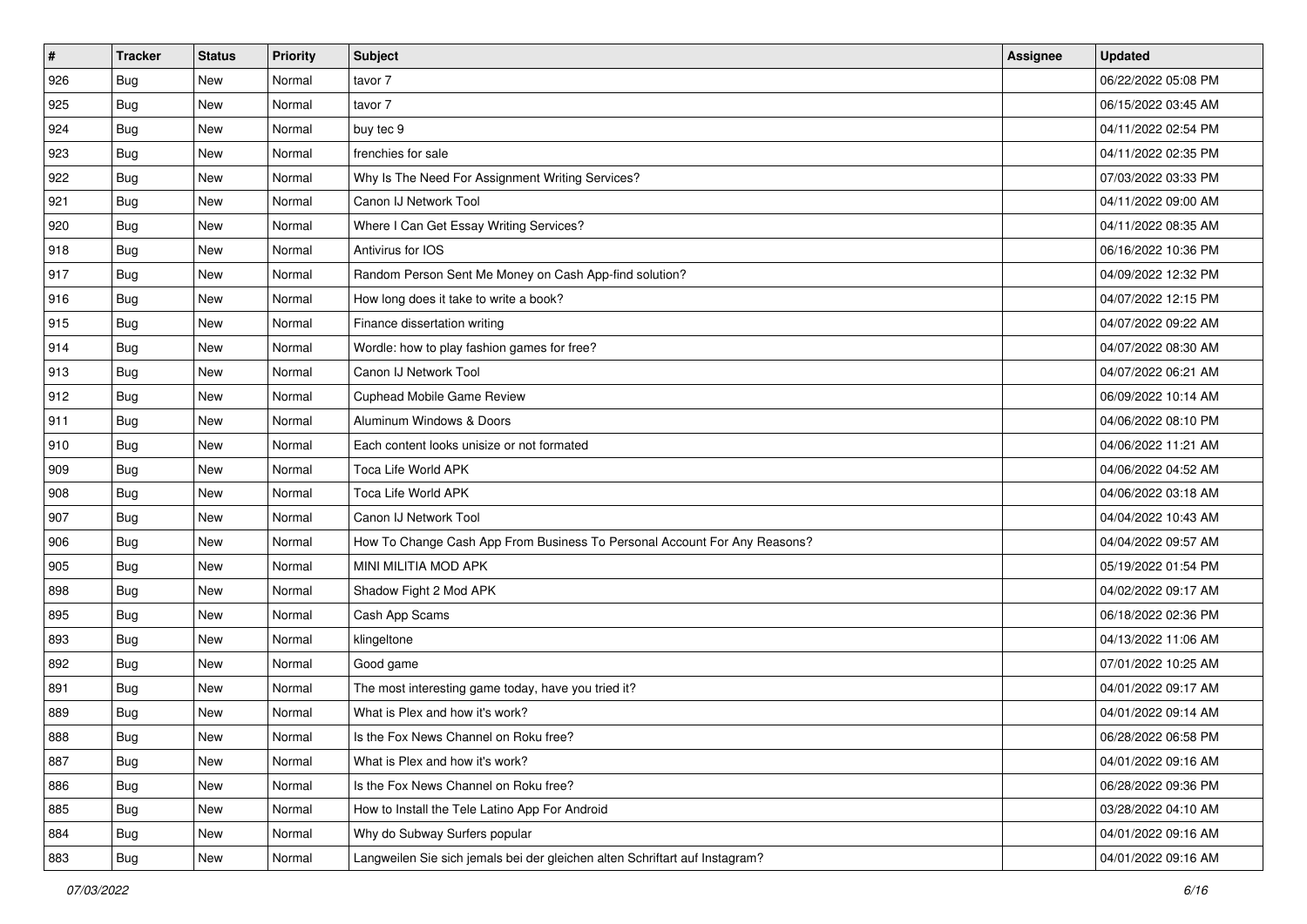| # | Tracker | Status | Priority | Subject | Assignee | Updated |
|---|---|---|---|---|---|---|
| 926 | Bug | New | Normal | tavor 7 | | 06/22/2022 05:08 PM |
| 925 | Bug | New | Normal | tavor 7 | | 06/15/2022 03:45 AM |
| 924 | Bug | New | Normal | buy tec 9 | | 04/11/2022 02:54 PM |
| 923 | Bug | New | Normal | frenchies for sale | | 04/11/2022 02:35 PM |
| 922 | Bug | New | Normal | Why Is The Need For Assignment Writing Services? | | 07/03/2022 03:33 PM |
| 921 | Bug | New | Normal | Canon IJ Network Tool | | 04/11/2022 09:00 AM |
| 920 | Bug | New | Normal | Where I Can Get Essay Writing Services? | | 04/11/2022 08:35 AM |
| 918 | Bug | New | Normal | Antivirus for IOS | | 06/16/2022 10:36 PM |
| 917 | Bug | New | Normal | Random Person Sent Me Money on Cash App-find solution? | | 04/09/2022 12:32 PM |
| 916 | Bug | New | Normal | How long does it take to write a book? | | 04/07/2022 12:15 PM |
| 915 | Bug | New | Normal | Finance dissertation writing | | 04/07/2022 09:22 AM |
| 914 | Bug | New | Normal | Wordle: how to play fashion games for free? | | 04/07/2022 08:30 AM |
| 913 | Bug | New | Normal | Canon IJ Network Tool | | 04/07/2022 06:21 AM |
| 912 | Bug | New | Normal | Cuphead Mobile Game Review | | 06/09/2022 10:14 AM |
| 911 | Bug | New | Normal | Aluminum Windows & Doors | | 04/06/2022 08:10 PM |
| 910 | Bug | New | Normal | Each content looks unisize or not formated | | 04/06/2022 11:21 AM |
| 909 | Bug | New | Normal | Toca Life World APK | | 04/06/2022 04:52 AM |
| 908 | Bug | New | Normal | Toca Life World APK | | 04/06/2022 03:18 AM |
| 907 | Bug | New | Normal | Canon IJ Network Tool | | 04/04/2022 10:43 AM |
| 906 | Bug | New | Normal | How To Change Cash App From Business To Personal Account For Any Reasons? | | 04/04/2022 09:57 AM |
| 905 | Bug | New | Normal | MINI MILITIA MOD APK | | 05/19/2022 01:54 PM |
| 898 | Bug | New | Normal | Shadow Fight 2 Mod APK | | 04/02/2022 09:17 AM |
| 895 | Bug | New | Normal | Cash App Scams | | 06/18/2022 02:36 PM |
| 893 | Bug | New | Normal | klingeltone | | 04/13/2022 11:06 AM |
| 892 | Bug | New | Normal | Good game | | 07/01/2022 10:25 AM |
| 891 | Bug | New | Normal | The most interesting game today, have you tried it? | | 04/01/2022 09:17 AM |
| 889 | Bug | New | Normal | What is Plex and how it's work? | | 04/01/2022 09:14 AM |
| 888 | Bug | New | Normal | Is the Fox News Channel on Roku free? | | 06/28/2022 06:58 PM |
| 887 | Bug | New | Normal | What is Plex and how it's work? | | 04/01/2022 09:16 AM |
| 886 | Bug | New | Normal | Is the Fox News Channel on Roku free? | | 06/28/2022 09:36 PM |
| 885 | Bug | New | Normal | How to Install the Tele Latino App For Android | | 03/28/2022 04:10 AM |
| 884 | Bug | New | Normal | Why do Subway Surfers popular | | 04/01/2022 09:16 AM |
| 883 | Bug | New | Normal | Langweilen Sie sich jemals bei der gleichen alten Schriftart auf Instagram? | | 04/01/2022 09:16 AM |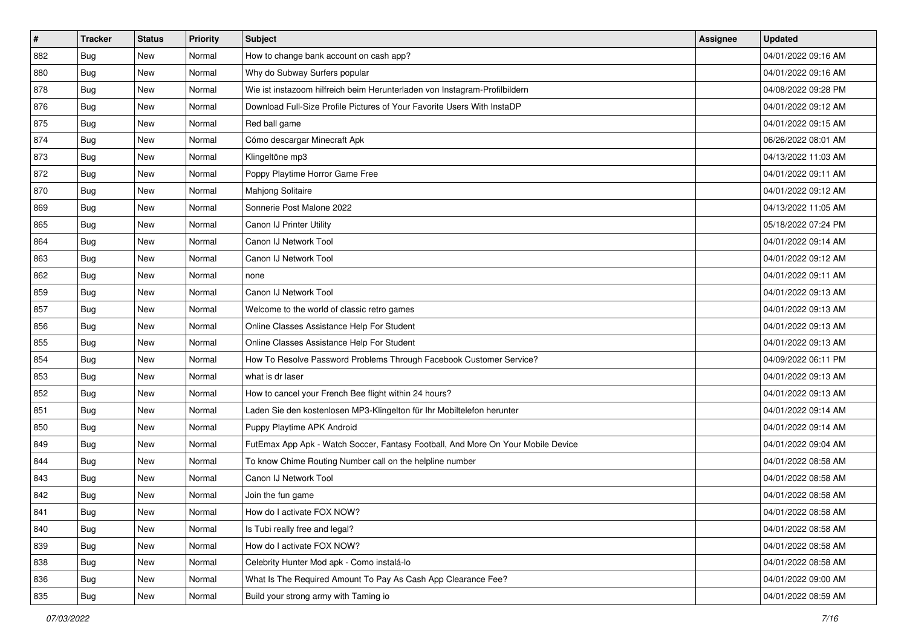| # | Tracker | Status | Priority | Subject | Assignee | Updated |
| --- | --- | --- | --- | --- | --- | --- |
| 882 | Bug | New | Normal | How to change bank account on cash app? | | 04/01/2022 09:16 AM |
| 880 | Bug | New | Normal | Why do Subway Surfers popular | | 04/01/2022 09:16 AM |
| 878 | Bug | New | Normal | Wie ist instazoom hilfreich beim Herunterladen von Instagram-Profilbildern | | 04/08/2022 09:28 PM |
| 876 | Bug | New | Normal | Download Full-Size Profile Pictures of Your Favorite Users With InstaDP | | 04/01/2022 09:12 AM |
| 875 | Bug | New | Normal | Red ball game | | 04/01/2022 09:15 AM |
| 874 | Bug | New | Normal | Cómo descargar Minecraft Apk | | 06/26/2022 08:01 AM |
| 873 | Bug | New | Normal | Klingeltöne mp3 | | 04/13/2022 11:03 AM |
| 872 | Bug | New | Normal | Poppy Playtime Horror Game Free | | 04/01/2022 09:11 AM |
| 870 | Bug | New | Normal | Mahjong Solitaire | | 04/01/2022 09:12 AM |
| 869 | Bug | New | Normal | Sonnerie Post Malone 2022 | | 04/13/2022 11:05 AM |
| 865 | Bug | New | Normal | Canon IJ Printer Utility | | 05/18/2022 07:24 PM |
| 864 | Bug | New | Normal | Canon IJ Network Tool | | 04/01/2022 09:14 AM |
| 863 | Bug | New | Normal | Canon IJ Network Tool | | 04/01/2022 09:12 AM |
| 862 | Bug | New | Normal | none | | 04/01/2022 09:11 AM |
| 859 | Bug | New | Normal | Canon IJ Network Tool | | 04/01/2022 09:13 AM |
| 857 | Bug | New | Normal | Welcome to the world of classic retro games | | 04/01/2022 09:13 AM |
| 856 | Bug | New | Normal | Online Classes Assistance Help For Student | | 04/01/2022 09:13 AM |
| 855 | Bug | New | Normal | Online Classes Assistance Help For Student | | 04/01/2022 09:13 AM |
| 854 | Bug | New | Normal | How To Resolve Password Problems Through Facebook Customer Service? | | 04/09/2022 06:11 PM |
| 853 | Bug | New | Normal | what is dr laser | | 04/01/2022 09:13 AM |
| 852 | Bug | New | Normal | How to cancel your French Bee flight within 24 hours? | | 04/01/2022 09:13 AM |
| 851 | Bug | New | Normal | Laden Sie den kostenlosen MP3-Klingelton für Ihr Mobiltelefon herunter | | 04/01/2022 09:14 AM |
| 850 | Bug | New | Normal | Puppy Playtime APK Android | | 04/01/2022 09:14 AM |
| 849 | Bug | New | Normal | FutEmax App Apk - Watch Soccer, Fantasy Football, And More On Your Mobile Device | | 04/01/2022 09:04 AM |
| 844 | Bug | New | Normal | To know Chime Routing Number call on the helpline number | | 04/01/2022 08:58 AM |
| 843 | Bug | New | Normal | Canon IJ Network Tool | | 04/01/2022 08:58 AM |
| 842 | Bug | New | Normal | Join the fun game | | 04/01/2022 08:58 AM |
| 841 | Bug | New | Normal | How do I activate FOX NOW? | | 04/01/2022 08:58 AM |
| 840 | Bug | New | Normal | Is Tubi really free and legal? | | 04/01/2022 08:58 AM |
| 839 | Bug | New | Normal | How do I activate FOX NOW? | | 04/01/2022 08:58 AM |
| 838 | Bug | New | Normal | Celebrity Hunter Mod apk - Como instalá-lo | | 04/01/2022 08:58 AM |
| 836 | Bug | New | Normal | What Is The Required Amount To Pay As Cash App Clearance Fee? | | 04/01/2022 09:00 AM |
| 835 | Bug | New | Normal | Build your strong army with Taming io | | 04/01/2022 08:59 AM |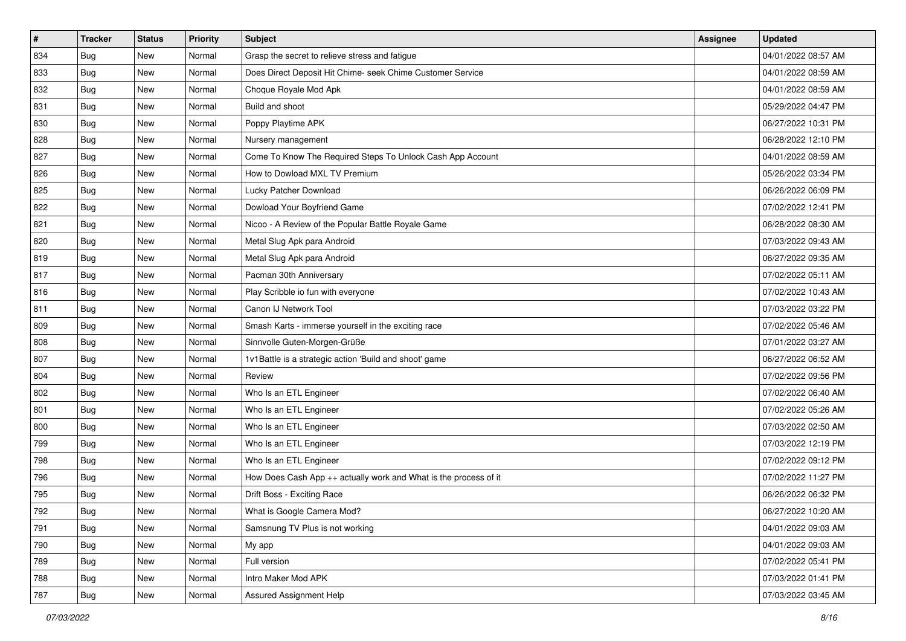| # | Tracker | Status | Priority | Subject | Assignee | Updated |
| --- | --- | --- | --- | --- | --- | --- |
| 834 | Bug | New | Normal | Grasp the secret to relieve stress and fatigue | | 04/01/2022 08:57 AM |
| 833 | Bug | New | Normal | Does Direct Deposit Hit Chime- seek Chime Customer Service | | 04/01/2022 08:59 AM |
| 832 | Bug | New | Normal | Choque Royale Mod Apk | | 04/01/2022 08:59 AM |
| 831 | Bug | New | Normal | Build and shoot | | 05/29/2022 04:47 PM |
| 830 | Bug | New | Normal | Poppy Playtime APK | | 06/27/2022 10:31 PM |
| 828 | Bug | New | Normal | Nursery management | | 06/28/2022 12:10 PM |
| 827 | Bug | New | Normal | Come To Know The Required Steps To Unlock Cash App Account | | 04/01/2022 08:59 AM |
| 826 | Bug | New | Normal | How to Dowload MXL TV Premium | | 05/26/2022 03:34 PM |
| 825 | Bug | New | Normal | Lucky Patcher Download | | 06/26/2022 06:09 PM |
| 822 | Bug | New | Normal | Dowload Your Boyfriend Game | | 07/02/2022 12:41 PM |
| 821 | Bug | New | Normal | Nicoo - A Review of the Popular Battle Royale Game | | 06/28/2022 08:30 AM |
| 820 | Bug | New | Normal | Metal Slug Apk para Android | | 07/03/2022 09:43 AM |
| 819 | Bug | New | Normal | Metal Slug Apk para Android | | 06/27/2022 09:35 AM |
| 817 | Bug | New | Normal | Pacman 30th Anniversary | | 07/02/2022 05:11 AM |
| 816 | Bug | New | Normal | Play Scribble io fun with everyone | | 07/02/2022 10:43 AM |
| 811 | Bug | New | Normal | Canon IJ Network Tool | | 07/03/2022 03:22 PM |
| 809 | Bug | New | Normal | Smash Karts - immerse yourself in the exciting race | | 07/02/2022 05:46 AM |
| 808 | Bug | New | Normal | Sinnvolle Guten-Morgen-Grüße | | 07/01/2022 03:27 AM |
| 807 | Bug | New | Normal | 1v1Battle is a strategic action 'Build and shoot' game | | 06/27/2022 06:52 AM |
| 804 | Bug | New | Normal | Review | | 07/02/2022 09:56 PM |
| 802 | Bug | New | Normal | Who Is an ETL Engineer | | 07/02/2022 06:40 AM |
| 801 | Bug | New | Normal | Who Is an ETL Engineer | | 07/02/2022 05:26 AM |
| 800 | Bug | New | Normal | Who Is an ETL Engineer | | 07/03/2022 02:50 AM |
| 799 | Bug | New | Normal | Who Is an ETL Engineer | | 07/03/2022 12:19 PM |
| 798 | Bug | New | Normal | Who Is an ETL Engineer | | 07/02/2022 09:12 PM |
| 796 | Bug | New | Normal | How Does Cash App ++ actually work and What is the process of it | | 07/02/2022 11:27 PM |
| 795 | Bug | New | Normal | Drift Boss - Exciting Race | | 06/26/2022 06:32 PM |
| 792 | Bug | New | Normal | What is Google Camera Mod? | | 06/27/2022 10:20 AM |
| 791 | Bug | New | Normal | Samsnung TV Plus is not working | | 04/01/2022 09:03 AM |
| 790 | Bug | New | Normal | My app | | 04/01/2022 09:03 AM |
| 789 | Bug | New | Normal | Full version | | 07/02/2022 05:41 PM |
| 788 | Bug | New | Normal | Intro Maker Mod APK | | 07/03/2022 01:41 PM |
| 787 | Bug | New | Normal | Assured Assignment Help | | 07/03/2022 03:45 AM |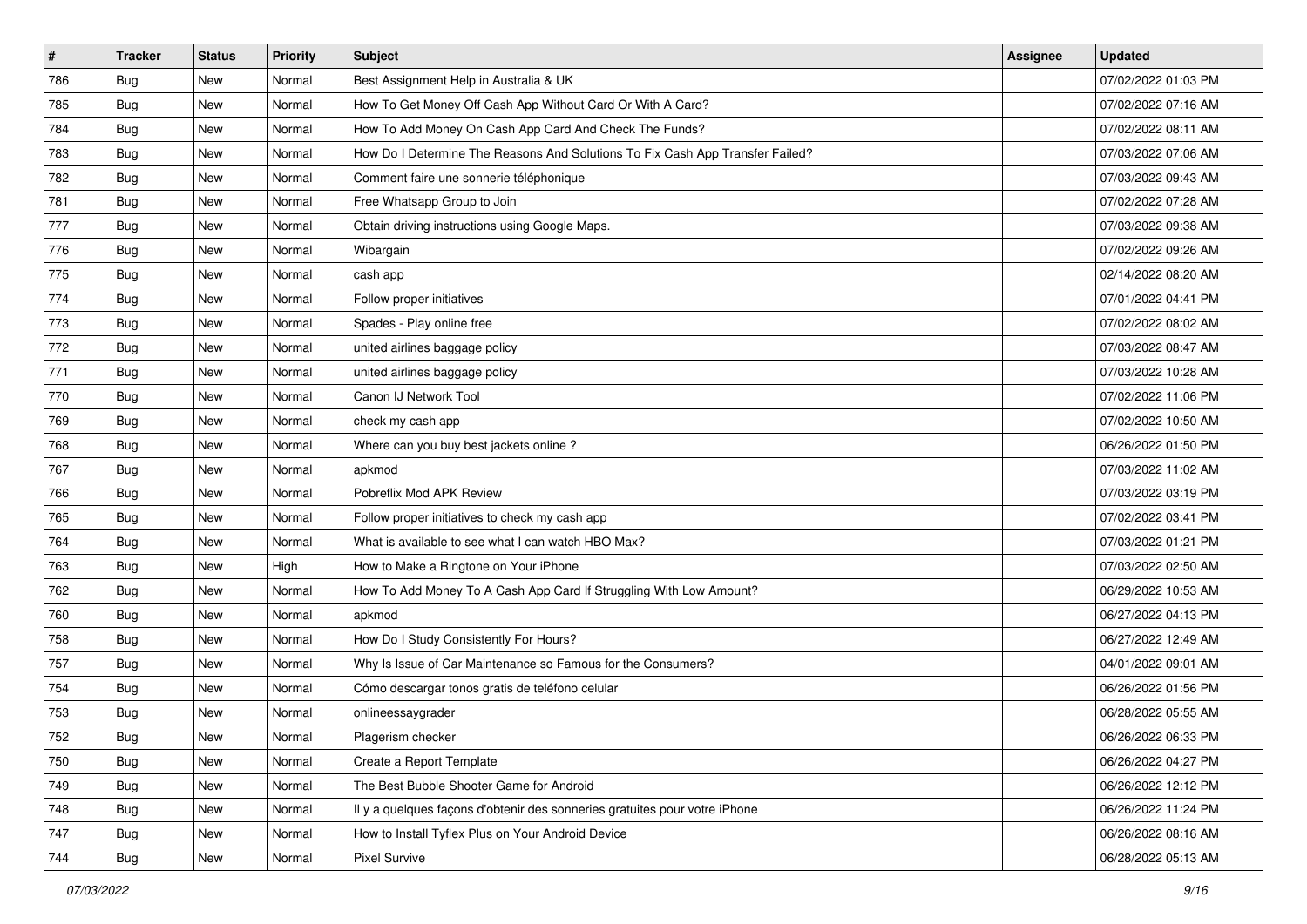| # | Tracker | Status | Priority | Subject | Assignee | Updated |
|---|---|---|---|---|---|---|
| 786 | Bug | New | Normal | Best Assignment Help in Australia & UK | | 07/02/2022 01:03 PM |
| 785 | Bug | New | Normal | How To Get Money Off Cash App Without Card Or With A Card? | | 07/02/2022 07:16 AM |
| 784 | Bug | New | Normal | How To Add Money On Cash App Card And Check The Funds? | | 07/02/2022 08:11 AM |
| 783 | Bug | New | Normal | How Do I Determine The Reasons And Solutions To Fix Cash App Transfer Failed? | | 07/03/2022 07:06 AM |
| 782 | Bug | New | Normal | Comment faire une sonnerie téléphonique | | 07/03/2022 09:43 AM |
| 781 | Bug | New | Normal | Free Whatsapp Group to Join | | 07/02/2022 07:28 AM |
| 777 | Bug | New | Normal | Obtain driving instructions using Google Maps. | | 07/03/2022 09:38 AM |
| 776 | Bug | New | Normal | Wibargain | | 07/02/2022 09:26 AM |
| 775 | Bug | New | Normal | cash app | | 02/14/2022 08:20 AM |
| 774 | Bug | New | Normal | Follow proper initiatives | | 07/01/2022 04:41 PM |
| 773 | Bug | New | Normal | Spades - Play online free | | 07/02/2022 08:02 AM |
| 772 | Bug | New | Normal | united airlines baggage policy | | 07/03/2022 08:47 AM |
| 771 | Bug | New | Normal | united airlines baggage policy | | 07/03/2022 10:28 AM |
| 770 | Bug | New | Normal | Canon IJ Network Tool | | 07/02/2022 11:06 PM |
| 769 | Bug | New | Normal | check my cash app | | 07/02/2022 10:50 AM |
| 768 | Bug | New | Normal | Where can you buy best jackets online ? | | 06/26/2022 01:50 PM |
| 767 | Bug | New | Normal | apkmod | | 07/03/2022 11:02 AM |
| 766 | Bug | New | Normal | Pobreflix Mod APK Review | | 07/03/2022 03:19 PM |
| 765 | Bug | New | Normal | Follow proper initiatives to check my cash app | | 07/02/2022 03:41 PM |
| 764 | Bug | New | Normal | What is available to see what I can watch HBO Max? | | 07/03/2022 01:21 PM |
| 763 | Bug | New | High | How to Make a Ringtone on Your iPhone | | 07/03/2022 02:50 AM |
| 762 | Bug | New | Normal | How To Add Money To A Cash App Card If Struggling With Low Amount? | | 06/29/2022 10:53 AM |
| 760 | Bug | New | Normal | apkmod | | 06/27/2022 04:13 PM |
| 758 | Bug | New | Normal | How Do I Study Consistently For Hours? | | 06/27/2022 12:49 AM |
| 757 | Bug | New | Normal | Why Is Issue of Car Maintenance so Famous for the Consumers? | | 04/01/2022 09:01 AM |
| 754 | Bug | New | Normal | Cómo descargar tonos gratis de teléfono celular | | 06/26/2022 01:56 PM |
| 753 | Bug | New | Normal | onlineessaygrader | | 06/28/2022 05:55 AM |
| 752 | Bug | New | Normal | Plagerism checker | | 06/26/2022 06:33 PM |
| 750 | Bug | New | Normal | Create a Report Template | | 06/26/2022 04:27 PM |
| 749 | Bug | New | Normal | The Best Bubble Shooter Game for Android | | 06/26/2022 12:12 PM |
| 748 | Bug | New | Normal | Il y a quelques façons d'obtenir des sonneries gratuites pour votre iPhone | | 06/26/2022 11:24 PM |
| 747 | Bug | New | Normal | How to Install Tyflex Plus on Your Android Device | | 06/26/2022 08:16 AM |
| 744 | Bug | New | Normal | Pixel Survive | | 06/28/2022 05:13 AM |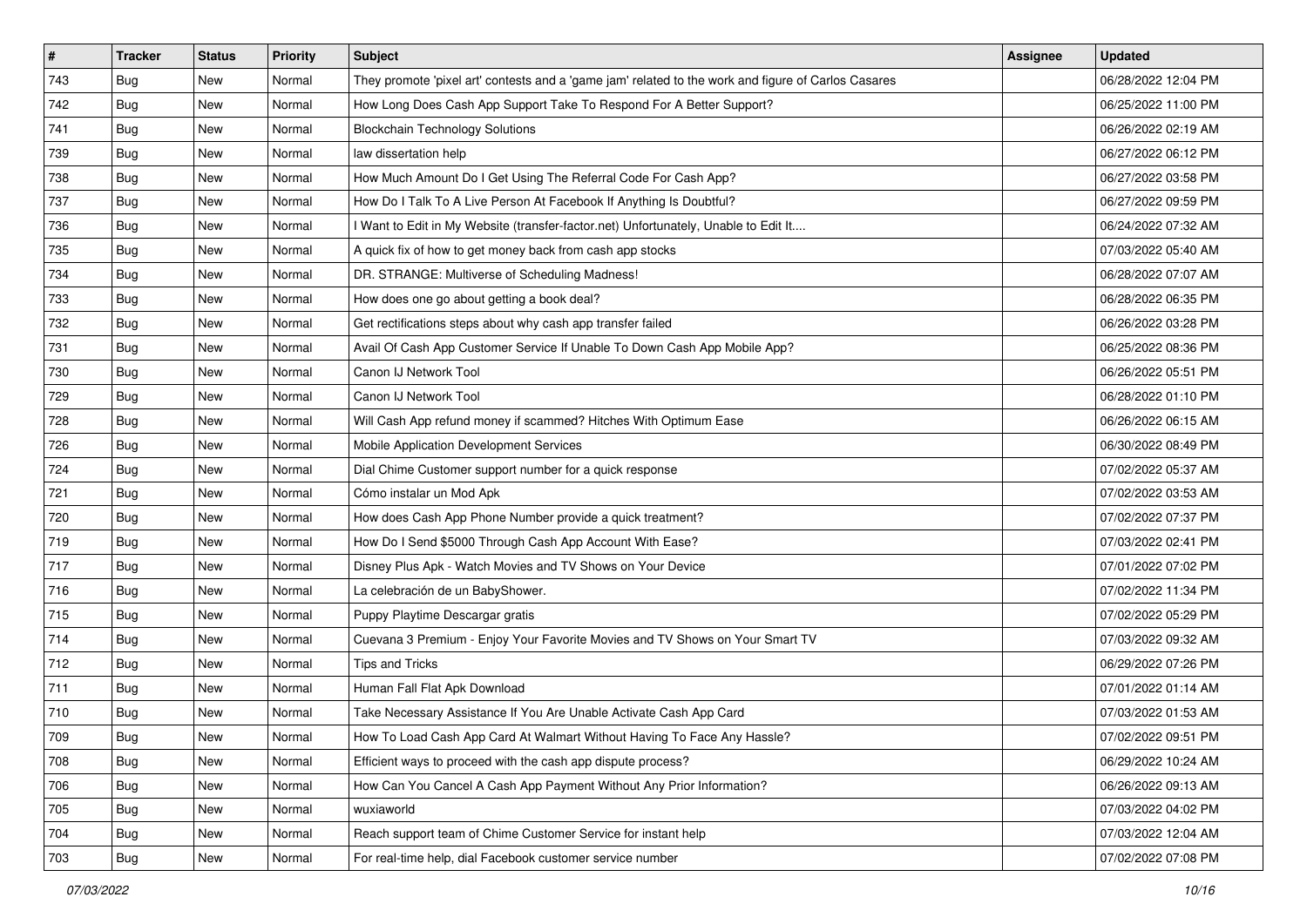| # | Tracker | Status | Priority | Subject | Assignee | Updated |
|---|---|---|---|---|---|---|
| 743 | Bug | New | Normal | They promote 'pixel art' contests and a 'game jam' related to the work and figure of Carlos Casares | | 06/28/2022 12:04 PM |
| 742 | Bug | New | Normal | How Long Does Cash App Support Take To Respond For A Better Support? | | 06/25/2022 11:00 PM |
| 741 | Bug | New | Normal | Blockchain Technology Solutions | | 06/26/2022 02:19 AM |
| 739 | Bug | New | Normal | law dissertation help | | 06/27/2022 06:12 PM |
| 738 | Bug | New | Normal | How Much Amount Do I Get Using The Referral Code For Cash App? | | 06/27/2022 03:58 PM |
| 737 | Bug | New | Normal | How Do I Talk To A Live Person At Facebook If Anything Is Doubtful? | | 06/27/2022 09:59 PM |
| 736 | Bug | New | Normal | I Want to Edit in My Website (transfer-factor.net) Unfortunately, Unable to Edit It.... | | 06/24/2022 07:32 AM |
| 735 | Bug | New | Normal | A quick fix of how to get money back from cash app stocks | | 07/03/2022 05:40 AM |
| 734 | Bug | New | Normal | DR. STRANGE: Multiverse of Scheduling Madness! | | 06/28/2022 07:07 AM |
| 733 | Bug | New | Normal | How does one go about getting a book deal? | | 06/28/2022 06:35 PM |
| 732 | Bug | New | Normal | Get rectifications steps about why cash app transfer failed | | 06/26/2022 03:28 PM |
| 731 | Bug | New | Normal | Avail Of Cash App Customer Service If Unable To Down Cash App Mobile App? | | 06/25/2022 08:36 PM |
| 730 | Bug | New | Normal | Canon IJ Network Tool | | 06/26/2022 05:51 PM |
| 729 | Bug | New | Normal | Canon IJ Network Tool | | 06/28/2022 01:10 PM |
| 728 | Bug | New | Normal | Will Cash App refund money if scammed? Hitches With Optimum Ease | | 06/26/2022 06:15 AM |
| 726 | Bug | New | Normal | Mobile Application Development Services | | 06/30/2022 08:49 PM |
| 724 | Bug | New | Normal | Dial Chime Customer support number for a quick response | | 07/02/2022 05:37 AM |
| 721 | Bug | New | Normal | Cómo instalar un Mod Apk | | 07/02/2022 03:53 AM |
| 720 | Bug | New | Normal | How does Cash App Phone Number provide a quick treatment? | | 07/02/2022 07:37 PM |
| 719 | Bug | New | Normal | How Do I Send $5000 Through Cash App Account With Ease? | | 07/03/2022 02:41 PM |
| 717 | Bug | New | Normal | Disney Plus Apk - Watch Movies and TV Shows on Your Device | | 07/01/2022 07:02 PM |
| 716 | Bug | New | Normal | La celebración de un BabyShower. | | 07/02/2022 11:34 PM |
| 715 | Bug | New | Normal | Puppy Playtime Descargar gratis | | 07/02/2022 05:29 PM |
| 714 | Bug | New | Normal | Cuevana 3 Premium - Enjoy Your Favorite Movies and TV Shows on Your Smart TV | | 07/03/2022 09:32 AM |
| 712 | Bug | New | Normal | Tips and Tricks | | 06/29/2022 07:26 PM |
| 711 | Bug | New | Normal | Human Fall Flat Apk Download | | 07/01/2022 01:14 AM |
| 710 | Bug | New | Normal | Take Necessary Assistance If You Are Unable Activate Cash App Card | | 07/03/2022 01:53 AM |
| 709 | Bug | New | Normal | How To Load Cash App Card At Walmart Without Having To Face Any Hassle? | | 07/02/2022 09:51 PM |
| 708 | Bug | New | Normal | Efficient ways to proceed with the cash app dispute process? | | 06/29/2022 10:24 AM |
| 706 | Bug | New | Normal | How Can You Cancel A Cash App Payment Without Any Prior Information? | | 06/26/2022 09:13 AM |
| 705 | Bug | New | Normal | wuxiaworld | | 07/03/2022 04:02 PM |
| 704 | Bug | New | Normal | Reach support team of Chime Customer Service for instant help | | 07/03/2022 12:04 AM |
| 703 | Bug | New | Normal | For real-time help, dial Facebook customer service number | | 07/02/2022 07:08 PM |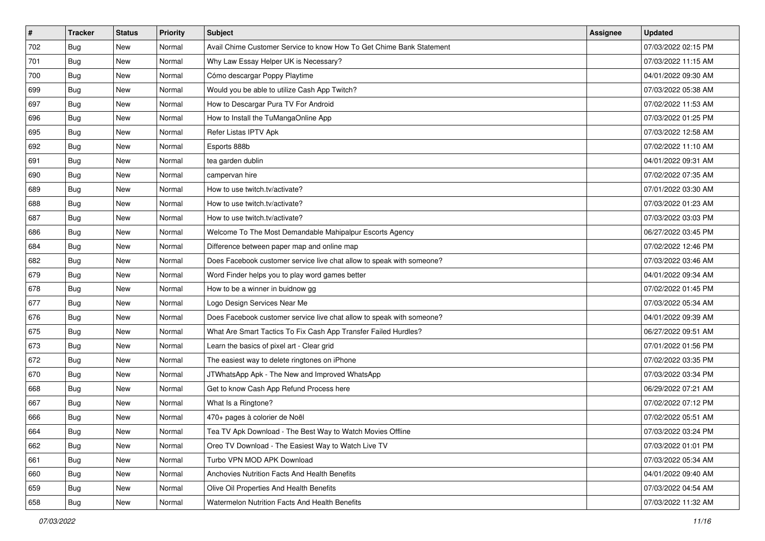| # | Tracker | Status | Priority | Subject | Assignee | Updated |
|---|---|---|---|---|---|---|
| 702 | Bug | New | Normal | Avail Chime Customer Service to know How To Get Chime Bank Statement | | 07/03/2022 02:15 PM |
| 701 | Bug | New | Normal | Why Law Essay Helper UK is Necessary? | | 07/03/2022 11:15 AM |
| 700 | Bug | New | Normal | Cómo descargar Poppy Playtime | | 04/01/2022 09:30 AM |
| 699 | Bug | New | Normal | Would you be able to utilize Cash App Twitch? | | 07/03/2022 05:38 AM |
| 697 | Bug | New | Normal | How to Descargar Pura TV For Android | | 07/02/2022 11:53 AM |
| 696 | Bug | New | Normal | How to Install the TuMangaOnline App | | 07/03/2022 01:25 PM |
| 695 | Bug | New | Normal | Refer Listas IPTV Apk | | 07/03/2022 12:58 AM |
| 692 | Bug | New | Normal | Esports 888b | | 07/02/2022 11:10 AM |
| 691 | Bug | New | Normal | tea garden dublin | | 04/01/2022 09:31 AM |
| 690 | Bug | New | Normal | campervan hire | | 07/02/2022 07:35 AM |
| 689 | Bug | New | Normal | How to use twitch.tv/activate? | | 07/01/2022 03:30 AM |
| 688 | Bug | New | Normal | How to use twitch.tv/activate? | | 07/03/2022 01:23 AM |
| 687 | Bug | New | Normal | How to use twitch.tv/activate? | | 07/03/2022 03:03 PM |
| 686 | Bug | New | Normal | Welcome To The Most Demandable Mahipalpur Escorts Agency | | 06/27/2022 03:45 PM |
| 684 | Bug | New | Normal | Difference between paper map and online map | | 07/02/2022 12:46 PM |
| 682 | Bug | New | Normal | Does Facebook customer service live chat allow to speak with someone? | | 07/03/2022 03:46 AM |
| 679 | Bug | New | Normal | Word Finder helps you to play word games better | | 04/01/2022 09:34 AM |
| 678 | Bug | New | Normal | How to be a winner in buidnow gg | | 07/02/2022 01:45 PM |
| 677 | Bug | New | Normal | Logo Design Services Near Me | | 07/03/2022 05:34 AM |
| 676 | Bug | New | Normal | Does Facebook customer service live chat allow to speak with someone? | | 04/01/2022 09:39 AM |
| 675 | Bug | New | Normal | What Are Smart Tactics To Fix Cash App Transfer Failed Hurdles? | | 06/27/2022 09:51 AM |
| 673 | Bug | New | Normal | Learn the basics of pixel art - Clear grid | | 07/01/2022 01:56 PM |
| 672 | Bug | New | Normal | The easiest way to delete ringtones on iPhone | | 07/02/2022 03:35 PM |
| 670 | Bug | New | Normal | JTWhatsApp Apk - The New and Improved WhatsApp | | 07/03/2022 03:34 PM |
| 668 | Bug | New | Normal | Get to know Cash App Refund Process here | | 06/29/2022 07:21 AM |
| 667 | Bug | New | Normal | What Is a Ringtone? | | 07/02/2022 07:12 PM |
| 666 | Bug | New | Normal | 470+ pages à colorier de Noël | | 07/02/2022 05:51 AM |
| 664 | Bug | New | Normal | Tea TV Apk Download - The Best Way to Watch Movies Offline | | 07/03/2022 03:24 PM |
| 662 | Bug | New | Normal | Oreo TV Download - The Easiest Way to Watch Live TV | | 07/03/2022 01:01 PM |
| 661 | Bug | New | Normal | Turbo VPN MOD APK Download | | 07/03/2022 05:34 AM |
| 660 | Bug | New | Normal | Anchovies Nutrition Facts And Health Benefits | | 04/01/2022 09:40 AM |
| 659 | Bug | New | Normal | Olive Oil Properties And Health Benefits | | 07/03/2022 04:54 AM |
| 658 | Bug | New | Normal | Watermelon Nutrition Facts And Health Benefits | | 07/03/2022 11:32 AM |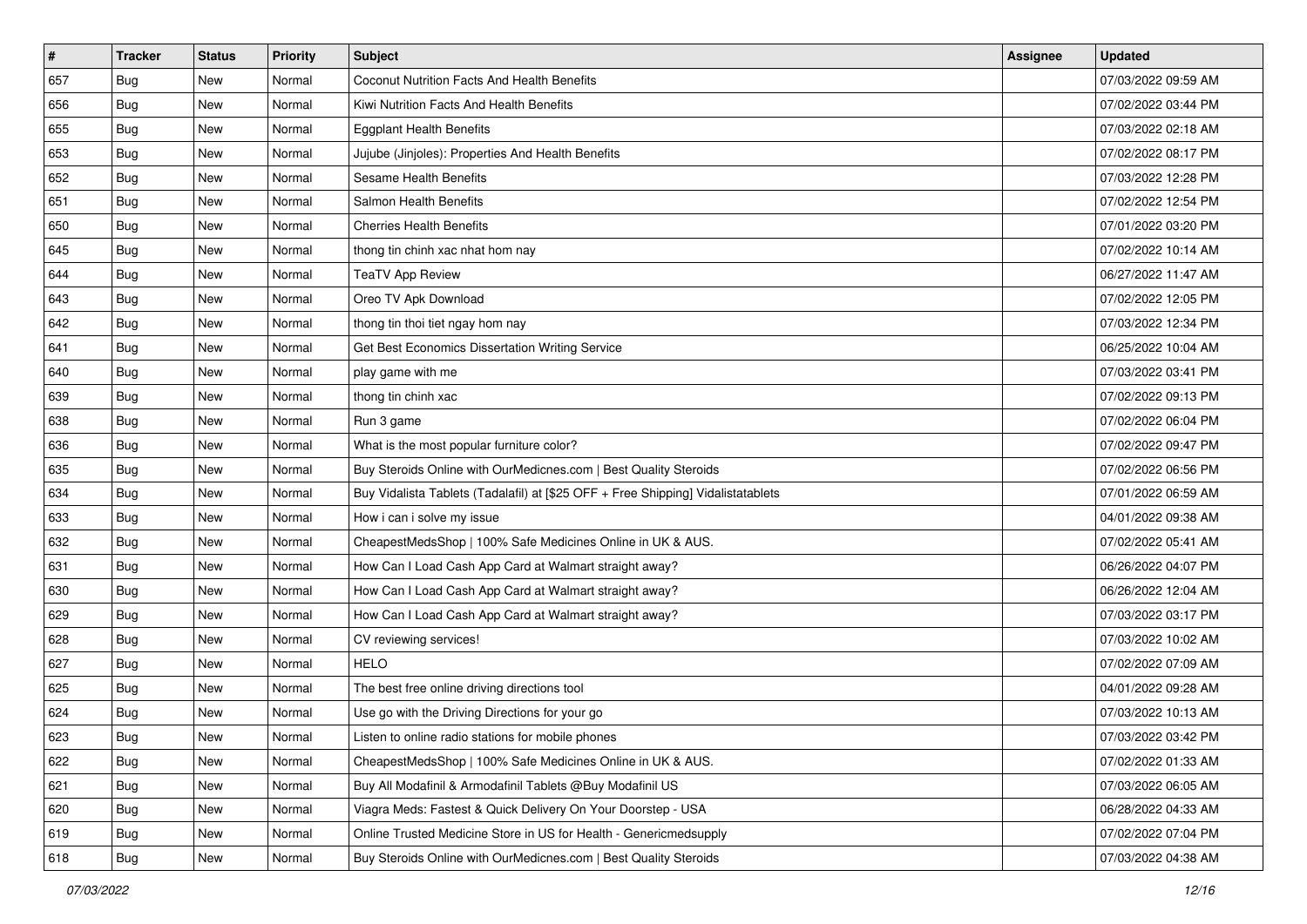| # | Tracker | Status | Priority | Subject | Assignee | Updated |
|---|---|---|---|---|---|---|
| 657 | Bug | New | Normal | Coconut Nutrition Facts And Health Benefits | | 07/03/2022 09:59 AM |
| 656 | Bug | New | Normal | Kiwi Nutrition Facts And Health Benefits | | 07/02/2022 03:44 PM |
| 655 | Bug | New | Normal | Eggplant Health Benefits | | 07/03/2022 02:18 AM |
| 653 | Bug | New | Normal | Jujube (Jinjoles): Properties And Health Benefits | | 07/02/2022 08:17 PM |
| 652 | Bug | New | Normal | Sesame Health Benefits | | 07/03/2022 12:28 PM |
| 651 | Bug | New | Normal | Salmon Health Benefits | | 07/02/2022 12:54 PM |
| 650 | Bug | New | Normal | Cherries Health Benefits | | 07/01/2022 03:20 PM |
| 645 | Bug | New | Normal | thong tin chinh xac nhat hom nay | | 07/02/2022 10:14 AM |
| 644 | Bug | New | Normal | TeaTV App Review | | 06/27/2022 11:47 AM |
| 643 | Bug | New | Normal | Oreo TV Apk Download | | 07/02/2022 12:05 PM |
| 642 | Bug | New | Normal | thong tin thoi tiet ngay hom nay | | 07/03/2022 12:34 PM |
| 641 | Bug | New | Normal | Get Best Economics Dissertation Writing Service | | 06/25/2022 10:04 AM |
| 640 | Bug | New | Normal | play game with me | | 07/03/2022 03:41 PM |
| 639 | Bug | New | Normal | thong tin chinh xac | | 07/02/2022 09:13 PM |
| 638 | Bug | New | Normal | Run 3 game | | 07/02/2022 06:04 PM |
| 636 | Bug | New | Normal | What is the most popular furniture color? | | 07/02/2022 09:47 PM |
| 635 | Bug | New | Normal | Buy Steroids Online with OurMedicnes.com \| Best Quality Steroids | | 07/02/2022 06:56 PM |
| 634 | Bug | New | Normal | Buy Vidalista Tablets (Tadalafil) at [$25 OFF + Free Shipping] Vidalistatablets | | 07/01/2022 06:59 AM |
| 633 | Bug | New | Normal | How i can i solve my issue | | 04/01/2022 09:38 AM |
| 632 | Bug | New | Normal | CheapestMedsShop \| 100% Safe Medicines Online in UK & AUS. | | 07/02/2022 05:41 AM |
| 631 | Bug | New | Normal | How Can I Load Cash App Card at Walmart straight away? | | 06/26/2022 04:07 PM |
| 630 | Bug | New | Normal | How Can I Load Cash App Card at Walmart straight away? | | 06/26/2022 12:04 AM |
| 629 | Bug | New | Normal | How Can I Load Cash App Card at Walmart straight away? | | 07/03/2022 03:17 PM |
| 628 | Bug | New | Normal | CV reviewing services! | | 07/03/2022 10:02 AM |
| 627 | Bug | New | Normal | HELO | | 07/02/2022 07:09 AM |
| 625 | Bug | New | Normal | The best free online driving directions tool | | 04/01/2022 09:28 AM |
| 624 | Bug | New | Normal | Use go with the Driving Directions for your go | | 07/03/2022 10:13 AM |
| 623 | Bug | New | Normal | Listen to online radio stations for mobile phones | | 07/03/2022 03:42 PM |
| 622 | Bug | New | Normal | CheapestMedsShop \| 100% Safe Medicines Online in UK & AUS. | | 07/02/2022 01:33 AM |
| 621 | Bug | New | Normal | Buy All Modafinil & Armodafinil Tablets @Buy Modafinil US | | 07/03/2022 06:05 AM |
| 620 | Bug | New | Normal | Viagra Meds: Fastest & Quick Delivery On Your Doorstep - USA | | 06/28/2022 04:33 AM |
| 619 | Bug | New | Normal | Online Trusted Medicine Store in US for Health - Genericmedsupply | | 07/02/2022 07:04 PM |
| 618 | Bug | New | Normal | Buy Steroids Online with OurMedicnes.com \| Best Quality Steroids | | 07/03/2022 04:38 AM |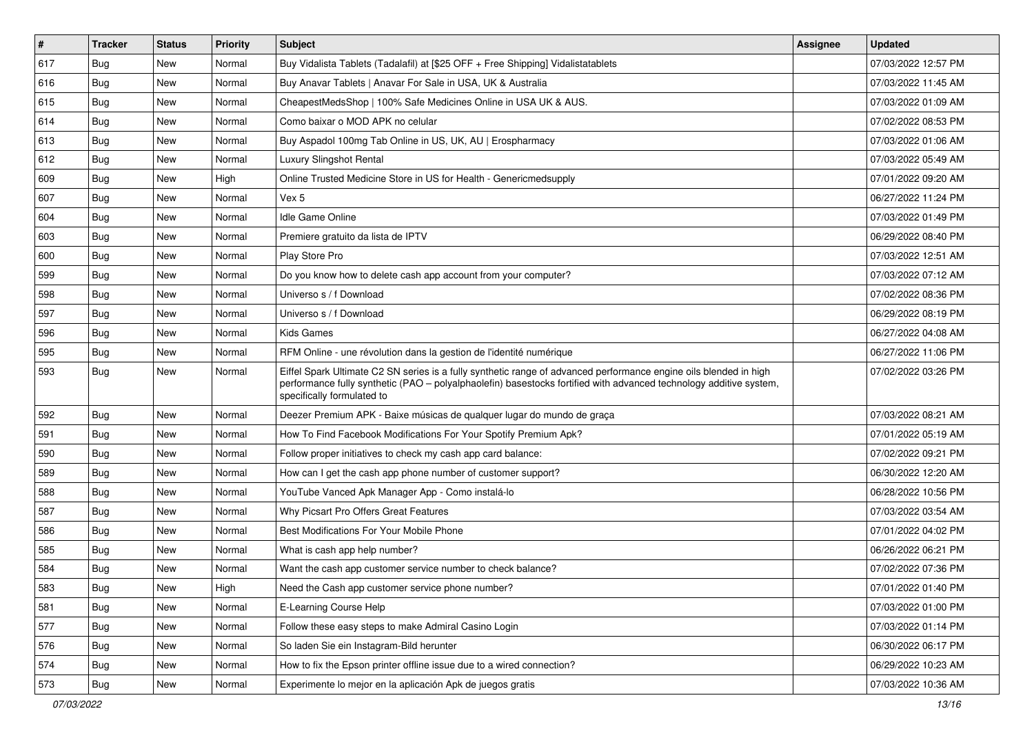| # | Tracker | Status | Priority | Subject | Assignee | Updated |
| --- | --- | --- | --- | --- | --- | --- |
| 617 | Bug | New | Normal | Buy Vidalista Tablets (Tadalafil) at [$25 OFF + Free Shipping] Vidalistatablets | | 07/03/2022 12:57 PM |
| 616 | Bug | New | Normal | Buy Anavar Tablets \| Anavar For Sale in USA, UK & Australia | | 07/03/2022 11:45 AM |
| 615 | Bug | New | Normal | CheapestMedsShop \| 100% Safe Medicines Online in USA UK & AUS. | | 07/03/2022 01:09 AM |
| 614 | Bug | New | Normal | Como baixar o MOD APK no celular | | 07/02/2022 08:53 PM |
| 613 | Bug | New | Normal | Buy Aspadol 100mg Tab Online in US, UK, AU \| Erospharmacy | | 07/03/2022 01:06 AM |
| 612 | Bug | New | Normal | Luxury Slingshot Rental | | 07/03/2022 05:49 AM |
| 609 | Bug | New | High | Online Trusted Medicine Store in US for Health - Genericmedsupply | | 07/01/2022 09:20 AM |
| 607 | Bug | New | Normal | Vex 5 | | 06/27/2022 11:24 PM |
| 604 | Bug | New | Normal | Idle Game Online | | 07/03/2022 01:49 PM |
| 603 | Bug | New | Normal | Premiere gratuito da lista de IPTV | | 06/29/2022 08:40 PM |
| 600 | Bug | New | Normal | Play Store Pro | | 07/03/2022 12:51 AM |
| 599 | Bug | New | Normal | Do you know how to delete cash app account from your computer? | | 07/03/2022 07:12 AM |
| 598 | Bug | New | Normal | Universo s / f Download | | 07/02/2022 08:36 PM |
| 597 | Bug | New | Normal | Universo s / f Download | | 06/29/2022 08:19 PM |
| 596 | Bug | New | Normal | Kids Games | | 06/27/2022 04:08 AM |
| 595 | Bug | New | Normal | RFM Online - une révolution dans la gestion de l'identité numérique | | 06/27/2022 11:06 PM |
| 593 | Bug | New | Normal | Eiffel Spark Ultimate C2 SN series is a fully synthetic range of advanced performance engine oils blended in high performance fully synthetic (PAO – polyalphaolefin) basestocks fortified with advanced technology additive system, specifically formulated to | | 07/02/2022 03:26 PM |
| 592 | Bug | New | Normal | Deezer Premium APK - Baixe músicas de qualquer lugar do mundo de graça | | 07/03/2022 08:21 AM |
| 591 | Bug | New | Normal | How To Find Facebook Modifications For Your Spotify Premium Apk? | | 07/01/2022 05:19 AM |
| 590 | Bug | New | Normal | Follow proper initiatives to check my cash app card balance: | | 07/02/2022 09:21 PM |
| 589 | Bug | New | Normal | How can I get the cash app phone number of customer support? | | 06/30/2022 12:20 AM |
| 588 | Bug | New | Normal | YouTube Vanced Apk Manager App - Como instalá-lo | | 06/28/2022 10:56 PM |
| 587 | Bug | New | Normal | Why Picsart Pro Offers Great Features | | 07/03/2022 03:54 AM |
| 586 | Bug | New | Normal | Best Modifications For Your Mobile Phone | | 07/01/2022 04:02 PM |
| 585 | Bug | New | Normal | What is cash app help number? | | 06/26/2022 06:21 PM |
| 584 | Bug | New | Normal | Want the cash app customer service number to check balance? | | 07/02/2022 07:36 PM |
| 583 | Bug | New | High | Need the Cash app customer service phone number? | | 07/01/2022 01:40 PM |
| 581 | Bug | New | Normal | E-Learning Course Help | | 07/03/2022 01:00 PM |
| 577 | Bug | New | Normal | Follow these easy steps to make Admiral Casino Login | | 07/03/2022 01:14 PM |
| 576 | Bug | New | Normal | So laden Sie ein Instagram-Bild herunter | | 06/30/2022 06:17 PM |
| 574 | Bug | New | Normal | How to fix the Epson printer offline issue due to a wired connection? | | 06/29/2022 10:23 AM |
| 573 | Bug | New | Normal | Experimente lo mejor en la aplicación Apk de juegos gratis | | 07/03/2022 10:36 AM |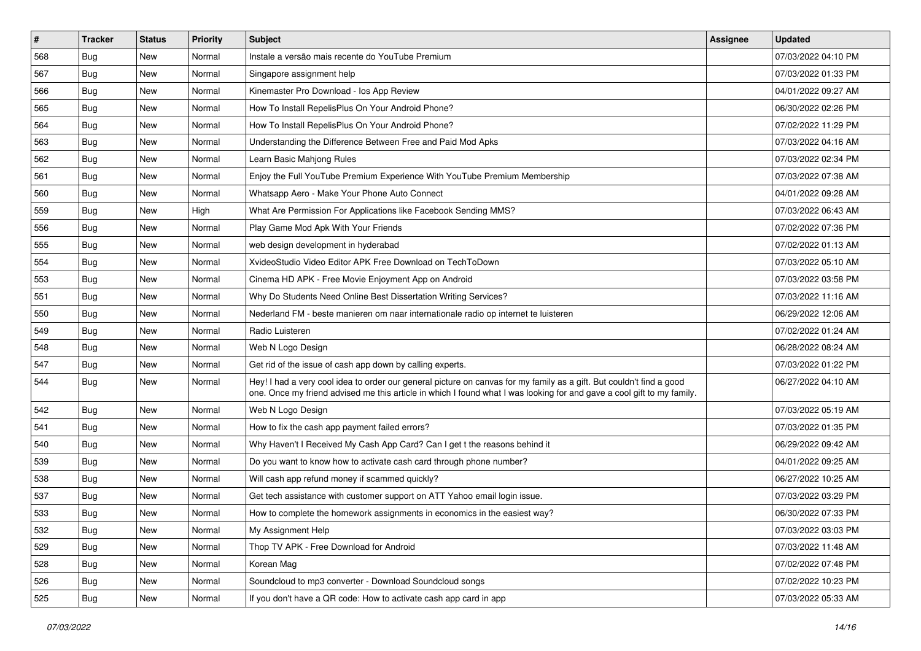| # | Tracker | Status | Priority | Subject | Assignee | Updated |
|---|---|---|---|---|---|---|
| 568 | Bug | New | Normal | Instale a versão mais recente do YouTube Premium | | 07/03/2022 04:10 PM |
| 567 | Bug | New | Normal | Singapore assignment help | | 07/03/2022 01:33 PM |
| 566 | Bug | New | Normal | Kinemaster Pro Download - Ios App Review | | 04/01/2022 09:27 AM |
| 565 | Bug | New | Normal | How To Install RepelisPlus On Your Android Phone? | | 06/30/2022 02:26 PM |
| 564 | Bug | New | Normal | How To Install RepelisPlus On Your Android Phone? | | 07/02/2022 11:29 PM |
| 563 | Bug | New | Normal | Understanding the Difference Between Free and Paid Mod Apks | | 07/03/2022 04:16 AM |
| 562 | Bug | New | Normal | Learn Basic Mahjong Rules | | 07/03/2022 02:34 PM |
| 561 | Bug | New | Normal | Enjoy the Full YouTube Premium Experience With YouTube Premium Membership | | 07/03/2022 07:38 AM |
| 560 | Bug | New | Normal | Whatsapp Aero - Make Your Phone Auto Connect | | 04/01/2022 09:28 AM |
| 559 | Bug | New | High | What Are Permission For Applications like Facebook Sending MMS? | | 07/03/2022 06:43 AM |
| 556 | Bug | New | Normal | Play Game Mod Apk With Your Friends | | 07/02/2022 07:36 PM |
| 555 | Bug | New | Normal | web design development in hyderabad | | 07/02/2022 01:13 AM |
| 554 | Bug | New | Normal | XvideoStudio Video Editor APK Free Download on TechToDown | | 07/03/2022 05:10 AM |
| 553 | Bug | New | Normal | Cinema HD APK - Free Movie Enjoyment App on Android | | 07/03/2022 03:58 PM |
| 551 | Bug | New | Normal | Why Do Students Need Online Best Dissertation Writing Services? | | 07/03/2022 11:16 AM |
| 550 | Bug | New | Normal | Nederland FM - beste manieren om naar internationale radio op internet te luisteren | | 06/29/2022 12:06 AM |
| 549 | Bug | New | Normal | Radio Luisteren | | 07/02/2022 01:24 AM |
| 548 | Bug | New | Normal | Web N Logo Design | | 06/28/2022 08:24 AM |
| 547 | Bug | New | Normal | Get rid of the issue of cash app down by calling experts. | | 07/03/2022 01:22 PM |
| 544 | Bug | New | Normal | Hey! I had a very cool idea to order our general picture on canvas for my family as a gift. But couldn't find a good one. Once my friend advised me this article in which I found what I was looking for and gave a cool gift to my family. | | 06/27/2022 04:10 AM |
| 542 | Bug | New | Normal | Web N Logo Design | | 07/03/2022 05:19 AM |
| 541 | Bug | New | Normal | How to fix the cash app payment failed errors? | | 07/03/2022 01:35 PM |
| 540 | Bug | New | Normal | Why Haven't I Received My Cash App Card? Can I get t the reasons behind it | | 06/29/2022 09:42 AM |
| 539 | Bug | New | Normal | Do you want to know how to activate cash card through phone number? | | 04/01/2022 09:25 AM |
| 538 | Bug | New | Normal | Will cash app refund money if scammed quickly? | | 06/27/2022 10:25 AM |
| 537 | Bug | New | Normal | Get tech assistance with customer support on ATT Yahoo email login issue. | | 07/03/2022 03:29 PM |
| 533 | Bug | New | Normal | How to complete the homework assignments in economics in the easiest way? | | 06/30/2022 07:33 PM |
| 532 | Bug | New | Normal | My Assignment Help | | 07/03/2022 03:03 PM |
| 529 | Bug | New | Normal | Thop TV APK - Free Download for Android | | 07/03/2022 11:48 AM |
| 528 | Bug | New | Normal | Korean Mag | | 07/02/2022 07:48 PM |
| 526 | Bug | New | Normal | Soundcloud to mp3 converter - Download Soundcloud songs | | 07/02/2022 10:23 PM |
| 525 | Bug | New | Normal | If you don't have a QR code: How to activate cash app card in app | | 07/03/2022 05:33 AM |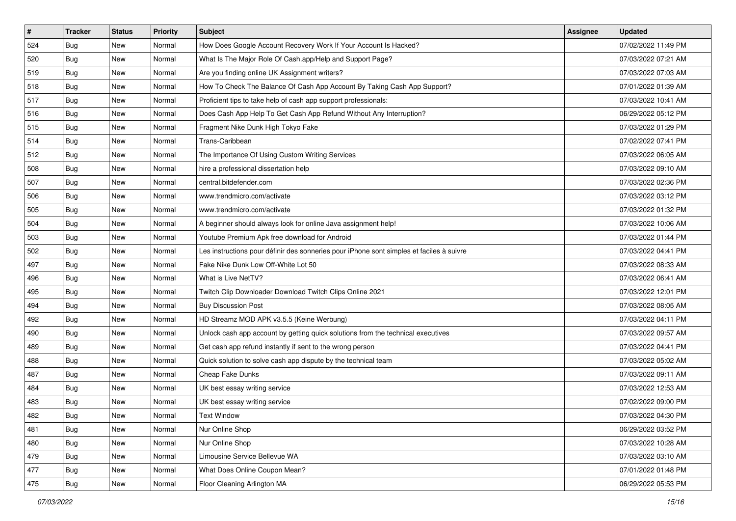| # | Tracker | Status | Priority | Subject | Assignee | Updated |
|---|---|---|---|---|---|---|
| 524 | Bug | New | Normal | How Does Google Account Recovery Work If Your Account Is Hacked? | | 07/02/2022 11:49 PM |
| 520 | Bug | New | Normal | What Is The Major Role Of Cash.app/Help and Support Page? | | 07/03/2022 07:21 AM |
| 519 | Bug | New | Normal | Are you finding online UK Assignment writers? | | 07/03/2022 07:03 AM |
| 518 | Bug | New | Normal | How To Check The Balance Of Cash App Account By Taking Cash App Support? | | 07/01/2022 01:39 AM |
| 517 | Bug | New | Normal | Proficient tips to take help of cash app support professionals: | | 07/03/2022 10:41 AM |
| 516 | Bug | New | Normal | Does Cash App Help To Get Cash App Refund Without Any Interruption? | | 06/29/2022 05:12 PM |
| 515 | Bug | New | Normal | Fragment Nike Dunk High Tokyo Fake | | 07/03/2022 01:29 PM |
| 514 | Bug | New | Normal | Trans-Caribbean | | 07/02/2022 07:41 PM |
| 512 | Bug | New | Normal | The Importance Of Using Custom Writing Services | | 07/03/2022 06:05 AM |
| 508 | Bug | New | Normal | hire a professional dissertation help | | 07/03/2022 09:10 AM |
| 507 | Bug | New | Normal | central.bitdefender.com | | 07/03/2022 02:36 PM |
| 506 | Bug | New | Normal | www.trendmicro.com/activate | | 07/03/2022 03:12 PM |
| 505 | Bug | New | Normal | www.trendmicro.com/activate | | 07/03/2022 01:32 PM |
| 504 | Bug | New | Normal | A beginner should always look for online Java assignment help! | | 07/03/2022 10:06 AM |
| 503 | Bug | New | Normal | Youtube Premium Apk free download for Android | | 07/03/2022 01:44 PM |
| 502 | Bug | New | Normal | Les instructions pour définir des sonneries pour iPhone sont simples et faciles à suivre | | 07/03/2022 04:41 PM |
| 497 | Bug | New | Normal | Fake Nike Dunk Low Off-White Lot 50 | | 07/03/2022 08:33 AM |
| 496 | Bug | New | Normal | What is Live NetTV? | | 07/03/2022 06:41 AM |
| 495 | Bug | New | Normal | Twitch Clip Downloader Download Twitch Clips Online 2021 | | 07/03/2022 12:01 PM |
| 494 | Bug | New | Normal | Buy Discussion Post | | 07/03/2022 08:05 AM |
| 492 | Bug | New | Normal | HD Streamz MOD APK v3.5.5 (Keine Werbung) | | 07/03/2022 04:11 PM |
| 490 | Bug | New | Normal | Unlock cash app account by getting quick solutions from the technical executives | | 07/03/2022 09:57 AM |
| 489 | Bug | New | Normal | Get cash app refund instantly if sent to the wrong person | | 07/03/2022 04:41 PM |
| 488 | Bug | New | Normal | Quick solution to solve cash app dispute by the technical team | | 07/03/2022 05:02 AM |
| 487 | Bug | New | Normal | Cheap Fake Dunks | | 07/03/2022 09:11 AM |
| 484 | Bug | New | Normal | UK best essay writing service | | 07/03/2022 12:53 AM |
| 483 | Bug | New | Normal | UK best essay writing service | | 07/02/2022 09:00 PM |
| 482 | Bug | New | Normal | Text Window | | 07/03/2022 04:30 PM |
| 481 | Bug | New | Normal | Nur Online Shop | | 06/29/2022 03:52 PM |
| 480 | Bug | New | Normal | Nur Online Shop | | 07/03/2022 10:28 AM |
| 479 | Bug | New | Normal | Limousine Service Bellevue WA | | 07/03/2022 03:10 AM |
| 477 | Bug | New | Normal | What Does Online Coupon Mean? | | 07/01/2022 01:48 PM |
| 475 | Bug | New | Normal | Floor Cleaning Arlington MA | | 06/29/2022 05:53 PM |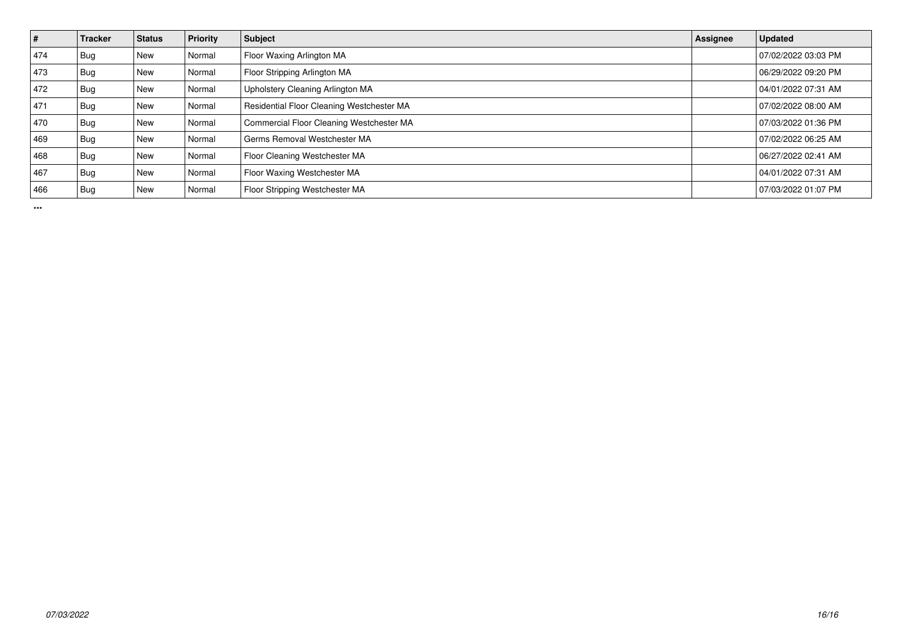| # | Tracker | Status | Priority | Subject | Assignee | Updated |
|---|---|---|---|---|---|---|
| 474 | Bug | New | Normal | Floor Waxing Arlington MA | | 07/02/2022 03:03 PM |
| 473 | Bug | New | Normal | Floor Stripping Arlington MA | | 06/29/2022 09:20 PM |
| 472 | Bug | New | Normal | Upholstery Cleaning Arlington MA | | 04/01/2022 07:31 AM |
| 471 | Bug | New | Normal | Residential Floor Cleaning Westchester MA | | 07/02/2022 08:00 AM |
| 470 | Bug | New | Normal | Commercial Floor Cleaning Westchester MA | | 07/03/2022 01:36 PM |
| 469 | Bug | New | Normal | Germs Removal Westchester MA | | 07/02/2022 06:25 AM |
| 468 | Bug | New | Normal | Floor Cleaning Westchester MA | | 06/27/2022 02:41 AM |
| 467 | Bug | New | Normal | Floor Waxing Westchester MA | | 04/01/2022 07:31 AM |
| 466 | Bug | New | Normal | Floor Stripping Westchester MA | | 07/03/2022 01:07 PM |

...